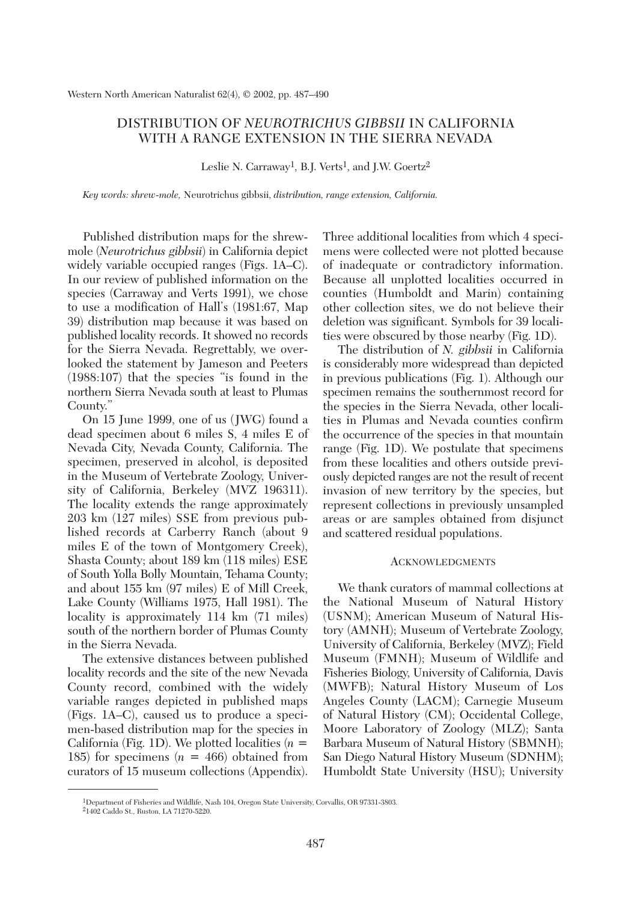# DISTRIBUTION OF *NEUROTRICHUS GIBBSII* IN CALIFORNIA WITH A RANGE EXTENSION IN THE SIERRA NEVADA

Leslie N. Carraway[1], B.J. Verts[1], and J.W. Goertz[2]

*Key words: shrew-mole,* Neurotrichus gibbsii, *distribution, range extension, California.*

Published distribution maps for the shrew-mole (*Neurotrichus gibbsii*) in California depict widely variable occupied ranges (Figs. 1A–C). In our review of published information on the species (Carraway and Verts 1991), we chose to use a modification of Hall's (1981:67, Map 39) distribution map because it was based on published locality records. It showed no records for the Sierra Nevada. Regrettably, we overlooked the statement by Jameson and Peeters (1988:107) that the species "is found in the northern Sierra Nevada south at least to Plumas County."

On 15 June 1999, one of us (JWG) found a dead specimen about 6 miles S, 4 miles E of Nevada City, Nevada County, California. The specimen, preserved in alcohol, is deposited in the Museum of Vertebrate Zoology, University of California, Berkeley (MVZ 196311). The locality extends the range approximately 203 km (127 miles) SSE from previous published records at Carberry Ranch (about 9 miles E of the town of Montgomery Creek), Shasta County; about 189 km (118 miles) ESE of South Yolla Bolly Mountain, Tehama County; and about 155 km (97 miles) E of Mill Creek, Lake County (Williams 1975, Hall 1981). The locality is approximately 114 km (71 miles) south of the northern border of Plumas County in the Sierra Nevada.

The extensive distances between published locality records and the site of the new Nevada County record, combined with the widely variable ranges depicted in published maps (Figs. 1A–C), caused us to produce a specimen-based distribution map for the species in California (Fig. 1D). We plotted localities ($n$ = 185) for specimens ($n$ = 466) obtained from curators of 15 museum collections (Appendix). Three additional localities from which 4 specimens were collected were not plotted because of inadequate or contradictory information. Because all unplotted localities occurred in counties (Humboldt and Marin) containing other collection sites, we do not believe their deletion was significant. Symbols for 39 localities were obscured by those nearby (Fig. 1D).

The distribution of *N. gibbsii* in California is considerably more widespread than depicted in previous publications (Fig. 1). Although our specimen remains the southernmost record for the species in the Sierra Nevada, other localities in Plumas and Nevada counties confirm the occurrence of the species in that mountain range (Fig. 1D). We postulate that specimens from these localities and others outside previously depicted ranges are not the result of recent invasion of new territory by the species, but represent collections in previously unsampled areas or are samples obtained from disjunct and scattered residual populations.

## Acknowledgments

We thank curators of mammal collections at the National Museum of Natural History (USNM); American Museum of Natural History (AMNH); Museum of Vertebrate Zoology, University of California, Berkeley (MVZ); Field Museum (FMNH); Museum of Wildlife and Fisheries Biology, University of California, Davis (MWFB); Natural History Museum of Los Angeles County (LACM); Carnegie Museum of Natural History (CM); Occidental College, Moore Laboratory of Zoology (MLZ); Santa Barbara Museum of Natural History (SBMNH); San Diego Natural History Museum (SDNHM); Humboldt State University (HSU); University

[1]Department of Fisheries and Wildlife, Nash 104, Oregon State University, Corvallis, OR 97331-3803.
[2]1402 Caddo St., Ruston, LA 71270-5220.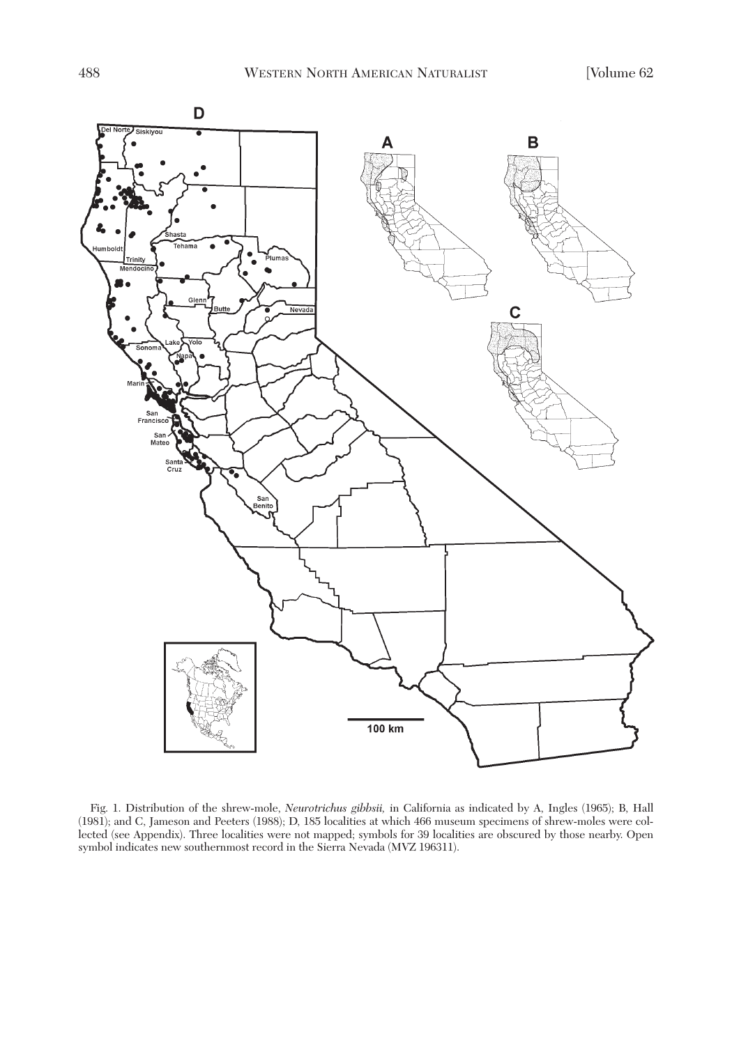Fig. 1. Distribution of the shrew-mole, *Neurotrichus gibbsii,* in California as indicated by A, Ingles (1965); B, Hall (1981); and C, Jameson and Peeters (1988); D, 185 localities at which 466 museum specimens of shrew-moles were collected (see Appendix). Three localities were not mapped; symbols for 39 localities are obscured by those nearby. Open symbol indicates new southernmost record in the Sierra Nevada (MVZ 196311).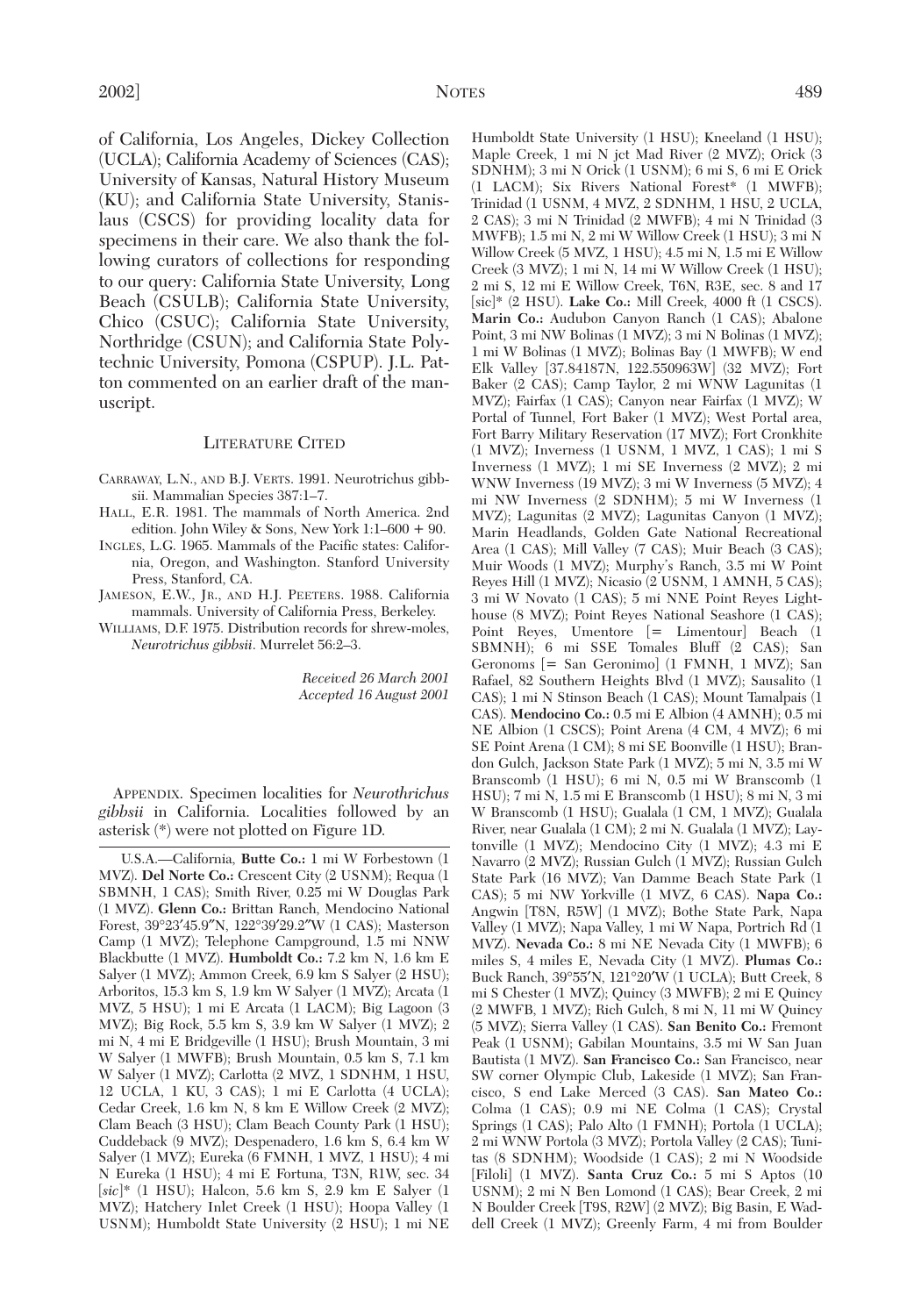of California, Los Angeles, Dickey Collection (UCLA); California Academy of Sciences (CAS); University of Kansas, Natural History Museum (KU); and California State University, Stanislaus (CSCS) for providing locality data for specimens in their care. We also thank the following curators of collections for responding to our query: California State University, Long Beach (CSULB); California State University, Chico (CSUC); California State University, Northridge (CSUN); and California State Polytechnic University, Pomona (CSPUP). J.L. Patton commented on an earlier draft of the manuscript.

## LITERATURE CITED

CARRAWAY, L.N., AND B.J. VERTS. 1991. Neurotrichus gibbsii. Mammalian Species 387:1–7.

HALL, E.R. 1981. The mammals of North America. 2nd edition. John Wiley & Sons, New York 1:1–600 + 90.

INGLES, L.G. 1965. Mammals of the Pacific states: California, Oregon, and Washington. Stanford University Press, Stanford, CA.

JAMESON, E.W., JR., AND H.J. PEETERS. 1988. California mammals. University of California Press, Berkeley.

WILLIAMS, D.F. 1975. Distribution records for shrew-moles, *Neurotrichus gibbsii*. Murrelet 56:2–3.

*Received 26 March 2001*
*Accepted 16 August 2001*

APPENDIX. Specimen localities for *Neurothrichus gibbsii* in California. Localities followed by an asterisk (*) were not plotted on Figure 1D.

U.S.A.—California, **Butte Co.:** 1 mi W Forbestown (1 MVZ). **Del Norte Co.:** Crescent City (2 USNM); Requa (1 SBMNH, 1 CAS); Smith River, 0.25 mi W Douglas Park (1 MVZ). **Glenn Co.:** Brittan Ranch, Mendocino National Forest, 39°23′45.9″N, 122°39′29.2″W (1 CAS); Masterson Camp (1 MVZ); Telephone Campground, 1.5 mi NNW Blackbutte (1 MVZ). **Humboldt Co.:** 7.2 km N, 1.6 km E Salyer (1 MVZ); Ammon Creek, 6.9 km S Salyer (2 HSU); Arboritos, 15.3 km S, 1.9 km W Salyer (1 MVZ); Arcata (1 MVZ, 5 HSU); 1 mi E Arcata (1 LACM); Big Lagoon (3 MVZ); Big Rock, 5.5 km S, 3.9 km W Salyer (1 MVZ); 2 mi N, 4 mi E Bridgeville (1 HSU); Brush Mountain, 3 mi W Salyer (1 MWFB); Brush Mountain, 0.5 km S, 7.1 km W Salyer (1 MVZ); Carlotta (2 MVZ, 1 SDNHM, 1 HSU, 12 UCLA, 1 KU, 3 CAS); 1 mi E Carlotta (4 UCLA); Cedar Creek, 1.6 km N, 8 km E Willow Creek (2 MVZ); Clam Beach (3 HSU); Clam Beach County Park (1 HSU); Cuddeback (9 MVZ); Despenadero, 1.6 km S, 6.4 km W Salyer (1 MVZ); Eureka (6 FMNH, 1 MVZ, 1 HSU); 4 mi N Eureka (1 HSU); 4 mi E Fortuna, T3N, R1W, sec. 34 [*sic*]* (1 HSU); Halcon, 5.6 km S, 2.9 km E Salyer (1 MVZ); Hatchery Inlet Creek (1 HSU); Hoopa Valley (1 USNM); Humboldt State University (2 HSU); 1 mi NE Humboldt State University (1 HSU); Kneeland (1 HSU); Maple Creek, 1 mi N jct Mad River (2 MVZ); Orick (3 SDNHM); 3 mi N Orick (1 USNM); 6 mi S, 6 mi E Orick (1 LACM); Six Rivers National Forest* (1 MWFB); Trinidad (1 USNM, 4 MVZ, 2 SDNHM, 1 HSU, 2 UCLA, 2 CAS); 3 mi N Trinidad (2 MWFB); 4 mi N Trinidad (3 MWFB); 1.5 mi N, 2 mi W Willow Creek (1 HSU); 3 mi N Willow Creek (5 MVZ, 1 HSU); 4.5 mi N, 1.5 mi E Willow Creek (3 MVZ); 1 mi N, 14 mi W Willow Creek (1 HSU); 2 mi S, 12 mi E Willow Creek, T6N, R3E, sec. 8 and 17 [sic]* (2 HSU). **Lake Co.:** Mill Creek, 4000 ft (1 CSCS). **Marin Co.:** Audubon Canyon Ranch (1 CAS); Abalone Point, 3 mi NW Bolinas (1 MVZ); 3 mi N Bolinas (1 MVZ); 1 mi W Bolinas (1 MVZ); Bolinas Bay (1 MWFB); W end Elk Valley [37.84187N, 122.550963W] (32 MVZ); Fort Baker (2 CAS); Camp Taylor, 2 mi WNW Lagunitas (1 MVZ); Fairfax (1 CAS); Canyon near Fairfax (1 MVZ); W Portal of Tunnel, Fort Baker (1 MVZ); West Portal area, Fort Barry Military Reservation (17 MVZ); Fort Cronkhite (1 MVZ); Inverness (1 USNM, 1 MVZ, 1 CAS); 1 mi S Inverness (1 MVZ); 1 mi SE Inverness (2 MVZ); 2 mi WNW Inverness (19 MVZ); 3 mi W Inverness (5 MVZ); 4 mi NW Inverness (2 SDNHM); 5 mi W Inverness (1 MVZ); Lagunitas (2 MVZ); Lagunitas Canyon (1 MVZ); Marin Headlands, Golden Gate National Recreational Area (1 CAS); Mill Valley (7 CAS); Muir Beach (3 CAS); Muir Woods (1 MVZ); Murphy's Ranch, 3.5 mi W Point Reyes Hill (1 MVZ); Nicasio (2 USNM, 1 AMNH, 5 CAS); 3 mi W Novato (1 CAS); 5 mi NNE Point Reyes Lighthouse (8 MVZ); Point Reyes National Seashore (1 CAS); Point Reyes, Umentore [= Limentour] Beach (1 SBMNH); 6 mi SSE Tomales Bluff (2 CAS); San Geronoms [= San Geronimo] (1 FMNH, 1 MVZ); San Rafael, 82 Southern Heights Blvd (1 MVZ); Sausalito (1 CAS); 1 mi N Stinson Beach (1 CAS); Mount Tamalpais (1 CAS). **Mendocino Co.:** 0.5 mi E Albion (4 AMNH); 0.5 mi NE Albion (1 CSCS); Point Arena (4 CM, 4 MVZ); 6 mi SE Point Arena (1 CM); 8 mi SE Boonville (1 HSU); Brandon Gulch, Jackson State Park (1 MVZ); 5 mi N, 3.5 mi W Branscomb (1 HSU); 6 mi N, 0.5 mi W Branscomb (1 HSU); 7 mi N, 1.5 mi E Branscomb (1 HSU); 8 mi N, 3 mi W Branscomb (1 HSU); Gualala (1 CM, 1 MVZ); Gualala River, near Gualala (1 CM); 2 mi N. Gualala (1 MVZ); Laytonville (1 MVZ); Mendocino City (1 MVZ); 4.3 mi E Navarro (2 MVZ); Russian Gulch (1 MVZ); Russian Gulch State Park (16 MVZ); Van Damme Beach State Park (1 CAS); 5 mi NW Yorkville (1 MVZ, 6 CAS). **Napa Co.:** Angwin [T8N, R5W] (1 MVZ); Bothe State Park, Napa Valley (1 MVZ); Napa Valley, 1 mi W Napa, Portrich Rd (1 MVZ). **Nevada Co.:** 8 mi NE Nevada City (1 MWFB); 6 miles S, 4 miles E, Nevada City (1 MVZ). **Plumas Co.:** Buck Ranch, 39°55′N, 121°20′W (1 UCLA); Butt Creek, 8 mi S Chester (1 MVZ); Quincy (3 MWFB); 2 mi E Quincy (2 MWFB, 1 MVZ); Rich Gulch, 8 mi N, 11 mi W Quincy (5 MVZ); Sierra Valley (1 CAS). **San Benito Co.:** Fremont Peak (1 USNM); Gabilan Mountains, 3.5 mi W San Juan Bautista (1 MVZ). **San Francisco Co.:** San Francisco, near SW corner Olympic Club, Lakeside (1 MVZ); San Francisco, S end Lake Merced (3 CAS). **San Mateo Co.:** Colma (1 CAS); 0.9 mi NE Colma (1 CAS); Crystal Springs (1 CAS); Palo Alto (1 FMNH); Portola (1 UCLA); 2 mi WNW Portola (3 MVZ); Portola Valley (2 CAS); Tunitas (8 SDNHM); Woodside (1 CAS); 2 mi N Woodside [Filoli] (1 MVZ). **Santa Cruz Co.:** 5 mi S Aptos (10 USNM); 2 mi N Ben Lomond (1 CAS); Bear Creek, 2 mi N Boulder Creek [T9S, R2W] (2 MVZ); Big Basin, E Waddell Creek (1 MVZ); Greenly Farm, 4 mi from Boulder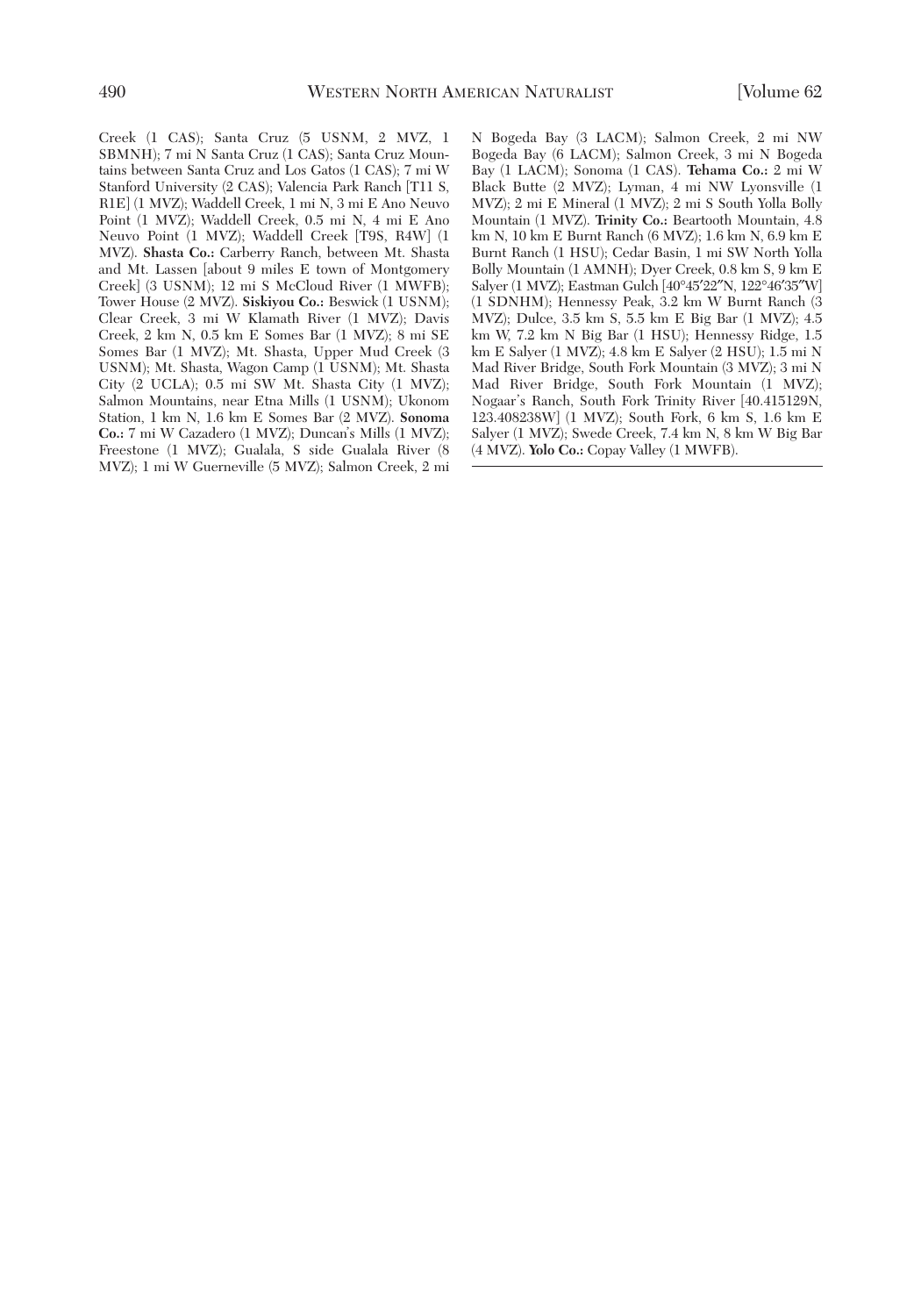Creek (1 CAS); Santa Cruz (5 USNM, 2 MVZ, 1 SBMNH); 7 mi N Santa Cruz (1 CAS); Santa Cruz Mountains between Santa Cruz and Los Gatos (1 CAS); 7 mi W Stanford University (2 CAS); Valencia Park Ranch [T11 S, R1E] (1 MVZ); Waddell Creek, 1 mi N, 3 mi E Ano Neuvo Point (1 MVZ); Waddell Creek, 0.5 mi N, 4 mi E Ano Neuvo Point (1 MVZ); Waddell Creek [T9S, R4W] (1 MVZ). **Shasta Co.:** Carberry Ranch, between Mt. Shasta and Mt. Lassen [about 9 miles E town of Montgomery Creek] (3 USNM); 12 mi S McCloud River (1 MWFB); Tower House (2 MVZ). **Siskiyou Co.:** Beswick (1 USNM); Clear Creek, 3 mi W Klamath River (1 MVZ); Davis Creek, 2 km N, 0.5 km E Somes Bar (1 MVZ); 8 mi SE Somes Bar (1 MVZ); Mt. Shasta, Upper Mud Creek (3 USNM); Mt. Shasta, Wagon Camp (1 USNM); Mt. Shasta City (2 UCLA); 0.5 mi SW Mt. Shasta City (1 MVZ); Salmon Mountains, near Etna Mills (1 USNM); Ukonom Station, 1 km N, 1.6 km E Somes Bar (2 MVZ). **Sonoma Co.:** 7 mi W Cazadero (1 MVZ); Duncan's Mills (1 MVZ); Freestone (1 MVZ); Gualala, S side Gualala River (8 MVZ); 1 mi W Guerneville (5 MVZ); Salmon Creek, 2 mi N Bogeda Bay (3 LACM); Salmon Creek, 2 mi NW Bogeda Bay (6 LACM); Salmon Creek, 3 mi N Bogeda Bay (1 LACM); Sonoma (1 CAS). **Tehama Co.:** 2 mi W Black Butte (2 MVZ); Lyman, 4 mi NW Lyonsville (1 MVZ); 2 mi E Mineral (1 MVZ); 2 mi S South Yolla Bolly Mountain (1 MVZ). **Trinity Co.:** Beartooth Mountain, 4.8 km N, 10 km E Burnt Ranch (6 MVZ); 1.6 km N, 6.9 km E Burnt Ranch (1 HSU); Cedar Basin, 1 mi SW North Yolla Bolly Mountain (1 AMNH); Dyer Creek, 0.8 km S, 9 km E Salyer (1 MVZ); Eastman Gulch [40°45′22″N, 122°46′35″W] (1 SDNHM); Hennessy Peak, 3.2 km W Burnt Ranch (3 MVZ); Dulce, 3.5 km S, 5.5 km E Big Bar (1 MVZ); 4.5 km W, 7.2 km N Big Bar (1 HSU); Hennessy Ridge, 1.5 km E Salyer (1 MVZ); 4.8 km E Salyer (2 HSU); 1.5 mi N Mad River Bridge, South Fork Mountain (3 MVZ); 3 mi N Mad River Bridge, South Fork Mountain (1 MVZ); Nogaar's Ranch, South Fork Trinity River [40.415129N, 123.408238W] (1 MVZ); South Fork, 6 km S, 1.6 km E Salyer (1 MVZ); Swede Creek, 7.4 km N, 8 km W Big Bar (4 MVZ). **Yolo Co.:** Copay Valley (1 MWFB).